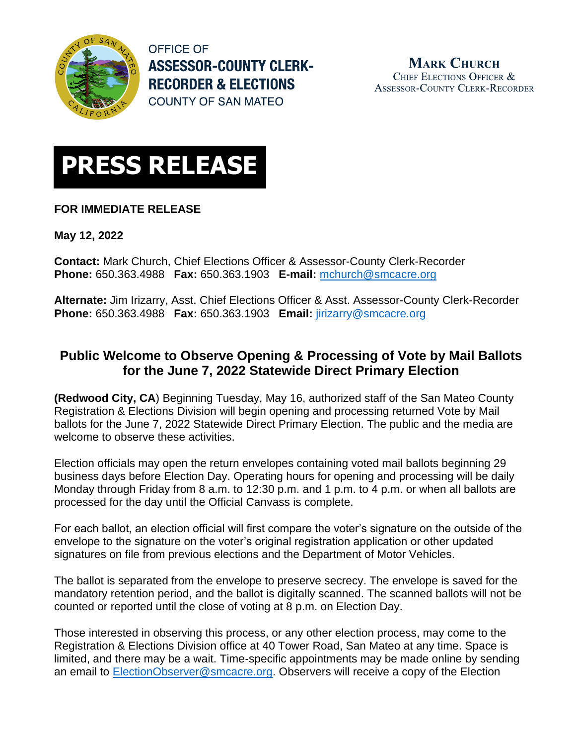OFFICE OF
**ASSESSOR-COUNTY CLERK-RECORDER & ELECTIONS**
COUNTY OF SAN MATEO

**MARK CHURCH**
CHIEF ELECTIONS OFFICER &
ASSESSOR-COUNTY CLERK-RECORDER

# PRESS RELEASE

**FOR IMMEDIATE RELEASE**

**May 12, 2022**

**Contact:** Mark Church, Chief Elections Officer & Assessor-County Clerk-Recorder
**Phone:** 650.363.4988 **Fax:** 650.363.1903 **E-mail:** mchurch@smcacre.org

**Alternate:** Jim Irizarry, Asst. Chief Elections Officer & Asst. Assessor-County Clerk-Recorder
**Phone:** 650.363.4988 **Fax:** 650.363.1903 **Email:** jirizarry@smcacre.org

## Public Welcome to Observe Opening & Processing of Vote by Mail Ballots for the June 7, 2022 Statewide Direct Primary Election

**(Redwood City, CA**) Beginning Tuesday, May 16, authorized staff of the San Mateo County Registration & Elections Division will begin opening and processing returned Vote by Mail ballots for the June 7, 2022 Statewide Direct Primary Election. The public and the media are welcome to observe these activities.

Election officials may open the return envelopes containing voted mail ballots beginning 29 business days before Election Day. Operating hours for opening and processing will be daily Monday through Friday from 8 a.m. to 12:30 p.m. and 1 p.m. to 4 p.m. or when all ballots are processed for the day until the Official Canvass is complete.

For each ballot, an election official will first compare the voter's signature on the outside of the envelope to the signature on the voter's original registration application or other updated signatures on file from previous elections and the Department of Motor Vehicles.

The ballot is separated from the envelope to preserve secrecy. The envelope is saved for the mandatory retention period, and the ballot is digitally scanned. The scanned ballots will not be counted or reported until the close of voting at 8 p.m. on Election Day.

Those interested in observing this process, or any other election process, may come to the Registration & Elections Division office at 40 Tower Road, San Mateo at any time. Space is limited, and there may be a wait. Time-specific appointments may be made online by sending an email to ElectionObserver@smcacre.org. Observers will receive a copy of the Election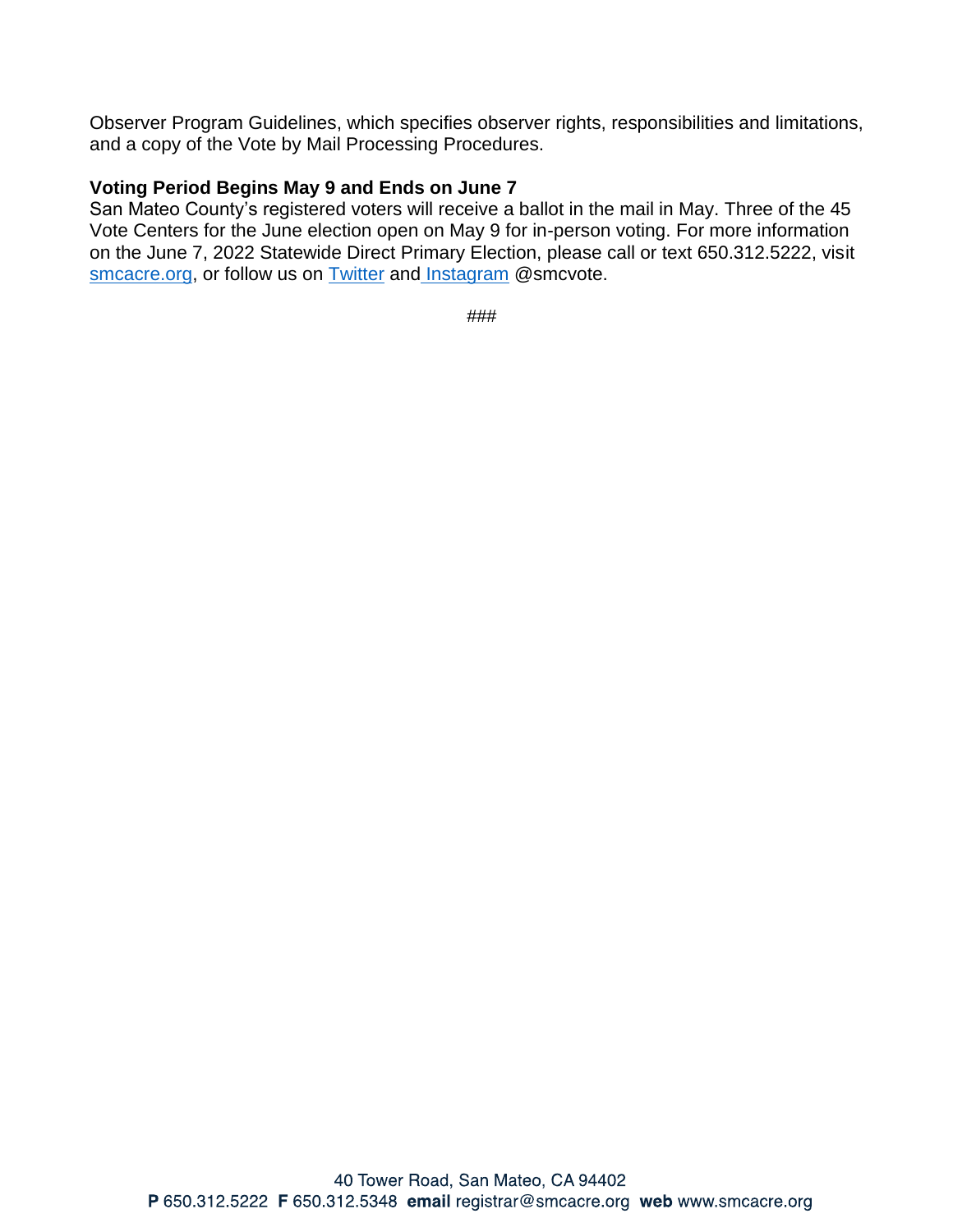Observer Program Guidelines, which specifies observer rights, responsibilities and limitations, and a copy of the Vote by Mail Processing Procedures.

**Voting Period Begins May 9 and Ends on June 7**

San Mateo County's registered voters will receive a ballot in the mail in May. Three of the 45 Vote Centers for the June election open on May 9 for in-person voting. For more information on the June 7, 2022 Statewide Direct Primary Election, please call or text 650.312.5222, visit [smcacre.org](smcacre.org), or follow us on [Twitter]() and [Instagram]() @smcvote.

###

40 Tower Road, San Mateo, CA 94402
**P** 650.312.5222 **F** 650.312.5348 **email** registrar@smcacre.org **web** www.smcacre.org